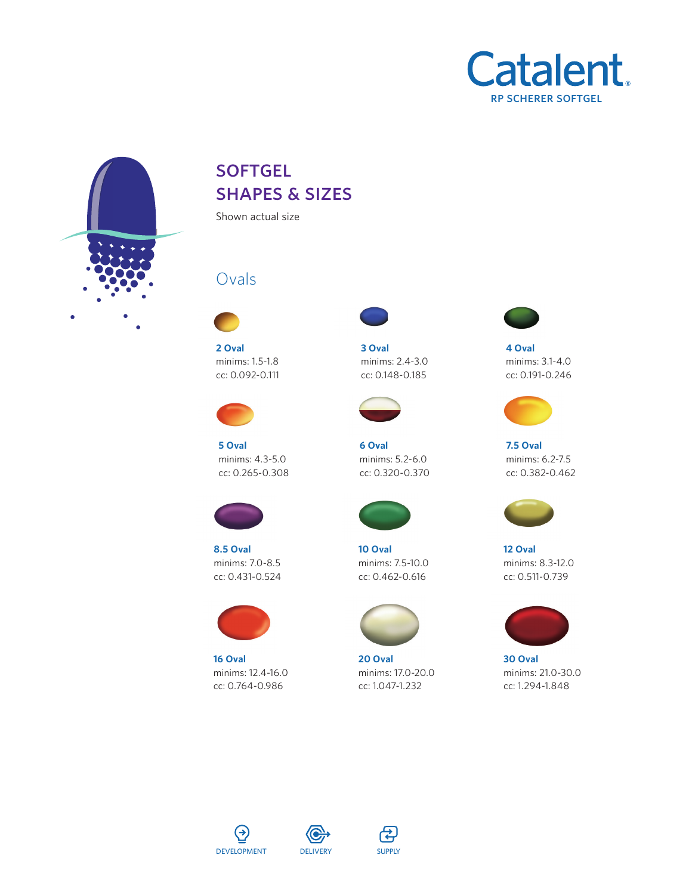Catalent
RP SCHERER SOFTGEL

# SOFTGEL SHAPES & SIZES

Shown actual size

## Ovals

**2 Oval**
minims: 1.5-1.8
cc: 0.092-0.111

**3 Oval**
minims: 2.4-3.0
cc: 0.148-0.185

**4 Oval**
minims: 3.1-4.0
cc: 0.191-0.246

**5 Oval**
minims: 4.3-5.0
cc: 0.265-0.308

**6 Oval**
minims: 5.2-6.0
cc: 0.320-0.370

**7.5 Oval**
minims: 6.2-7.5
cc: 0.382-0.462

**8.5 Oval**
minims: 7.0-8.5
cc: 0.431-0.524

**10 Oval**
minims: 7.5-10.0
cc: 0.462-0.616

**12 Oval**
minims: 8.3-12.0
cc: 0.511-0.739

**16 Oval**
minims: 12.4-16.0
cc: 0.764-0.986

**20 Oval**
minims: 17.0-20.0
cc: 1.047-1.232

**30 Oval**
minims: 21.0-30.0
cc: 1.294-1.848

DEVELOPMENT DELIVERY SUPPLY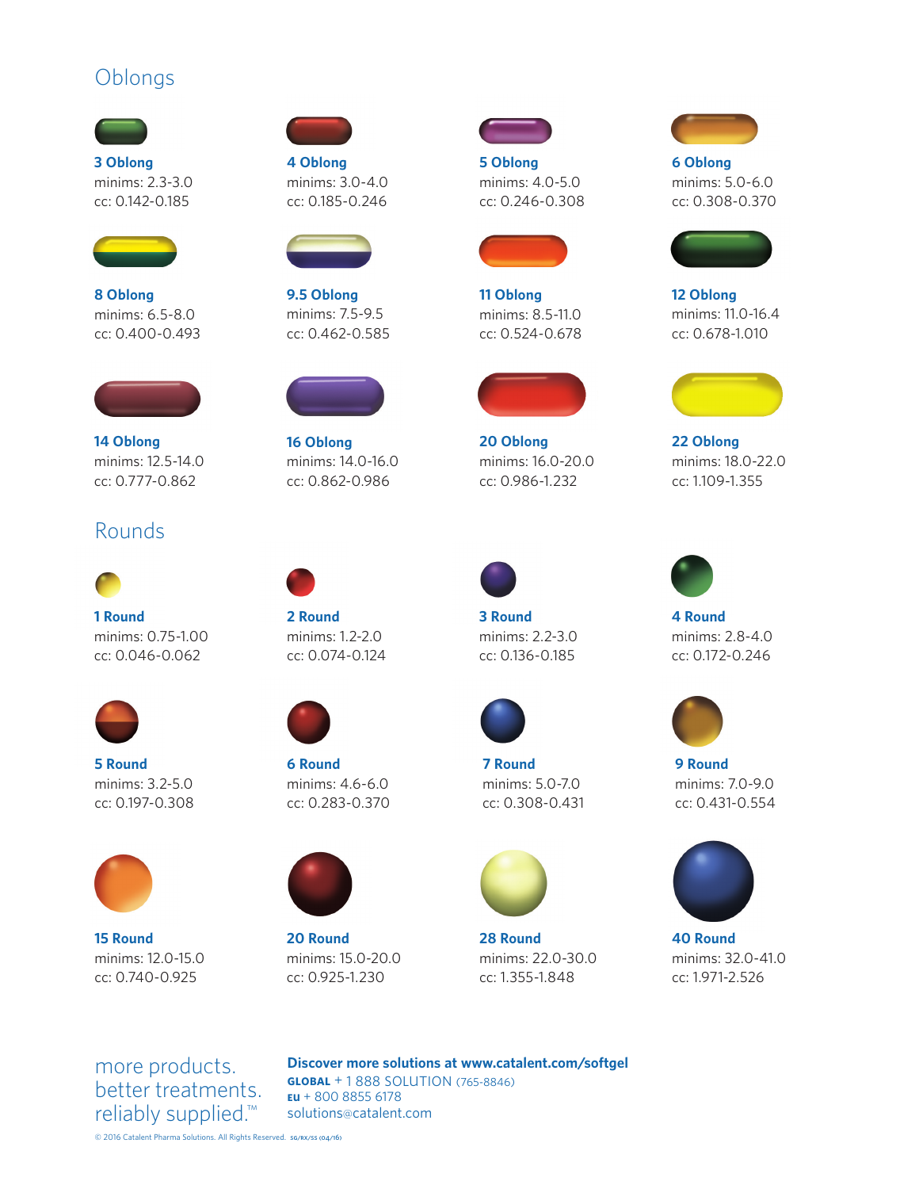## Oblongs

**3 Oblong**
minims: 2.3-3.0
cc: 0.142-0.185

**4 Oblong**
minims: 3.0-4.0
cc: 0.185-0.246

**5 Oblong**
minims: 4.0-5.0
cc: 0.246-0.308

**6 Oblong**
minims: 5.0-6.0
cc: 0.308-0.370

**8 Oblong**
minims: 6.5-8.0
cc: 0.400-0.493

**9.5 Oblong**
minims: 7.5-9.5
cc: 0.462-0.585

**11 Oblong**
minims: 8.5-11.0
cc: 0.524-0.678

**12 Oblong**
minims: 11.0-16.4
cc: 0.678-1.010

**14 Oblong**
minims: 12.5-14.0
cc: 0.777-0.862

**16 Oblong**
minims: 14.0-16.0
cc: 0.862-0.986

**20 Oblong**
minims: 16.0-20.0
cc: 0.986-1.232

**22 Oblong**
minims: 18.0-22.0
cc: 1.109-1.355

## Rounds

**1 Round**
minims: 0.75-1.00
cc: 0.046-0.062

**2 Round**
minims: 1.2-2.0
cc: 0.074-0.124

**3 Round**
minims: 2.2-3.0
cc: 0.136-0.185

**4 Round**
minims: 2.8-4.0
cc: 0.172-0.246

**5 Round**
minims: 3.2-5.0
cc: 0.197-0.308

**6 Round**
minims: 4.6-6.0
cc: 0.283-0.370

**7 Round**
minims: 5.0-7.0
cc: 0.308-0.431

**9 Round**
minims: 7.0-9.0
cc: 0.431-0.554

**15 Round**
minims: 12.0-15.0
cc: 0.740-0.925

**20 Round**
minims: 15.0-20.0
cc: 0.925-1.230

**28 Round**
minims: 22.0-30.0
cc: 1.355-1.848

**40 Round**
minims: 32.0-41.0
cc: 1.971-2.526

more products.
better treatments.
reliably supplied.™

**Discover more solutions at www.catalent.com/softgel**
**GLOBAL** + 1 888 SOLUTION (765-8846)
**EU** + 800 8855 6178
solutions@catalent.com

© 2016 Catalent Pharma Solutions. All Rights Reserved. SG/RX/SS (04/16)